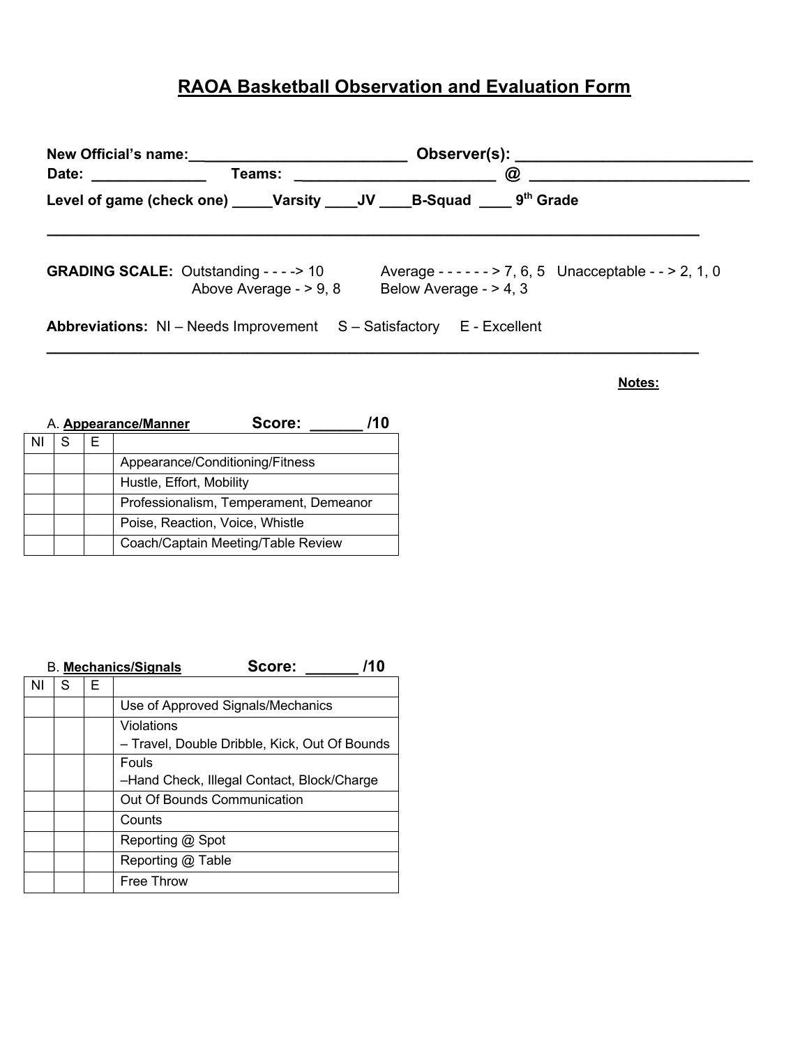# RAOA Basketball Observation and Evaluation Form

**New Official's name:**_________________________ **Observer(s):** ___________________________
**Date:** _____________ **Teams:** _______________________ **@** _________________________

**Level of game (check one)** _____**Varsity** ____**JV** ____**B-Squad** ____ **9th Grade**

---

**GRADING SCALE:** Outstanding - - - -> 10 Average - - - - - - > 7, 6, 5 Unacceptable - - > 2, 1, 0
Above Average - > 9, 8 Below Average - > 4, 3

**Abbreviations:** NI – Needs Improvement S – Satisfactory E - Excellent

---

**Notes:**

A. **Appearance/Manner** **Score: ______ /10**

| NI | S | E | |
|---|---|---|---|
| | | | Appearance/Conditioning/Fitness |
| | | | Hustle, Effort, Mobility |
| | | | Professionalism, Temperament, Demeanor |
| | | | Poise, Reaction, Voice, Whistle |
| | | | Coach/Captain Meeting/Table Review |

B. **Mechanics/Signals** **Score: ______ /10**

| NI | S | E | |
|---|---|---|---|
| | | | Use of Approved Signals/Mechanics |
| | | | Violations – Travel, Double Dribble, Kick, Out Of Bounds |
| | | | Fouls –Hand Check, Illegal Contact, Block/Charge |
| | | | Out Of Bounds Communication |
| | | | Counts |
| | | | Reporting @ Spot |
| | | | Reporting @ Table |
| | | | Free Throw |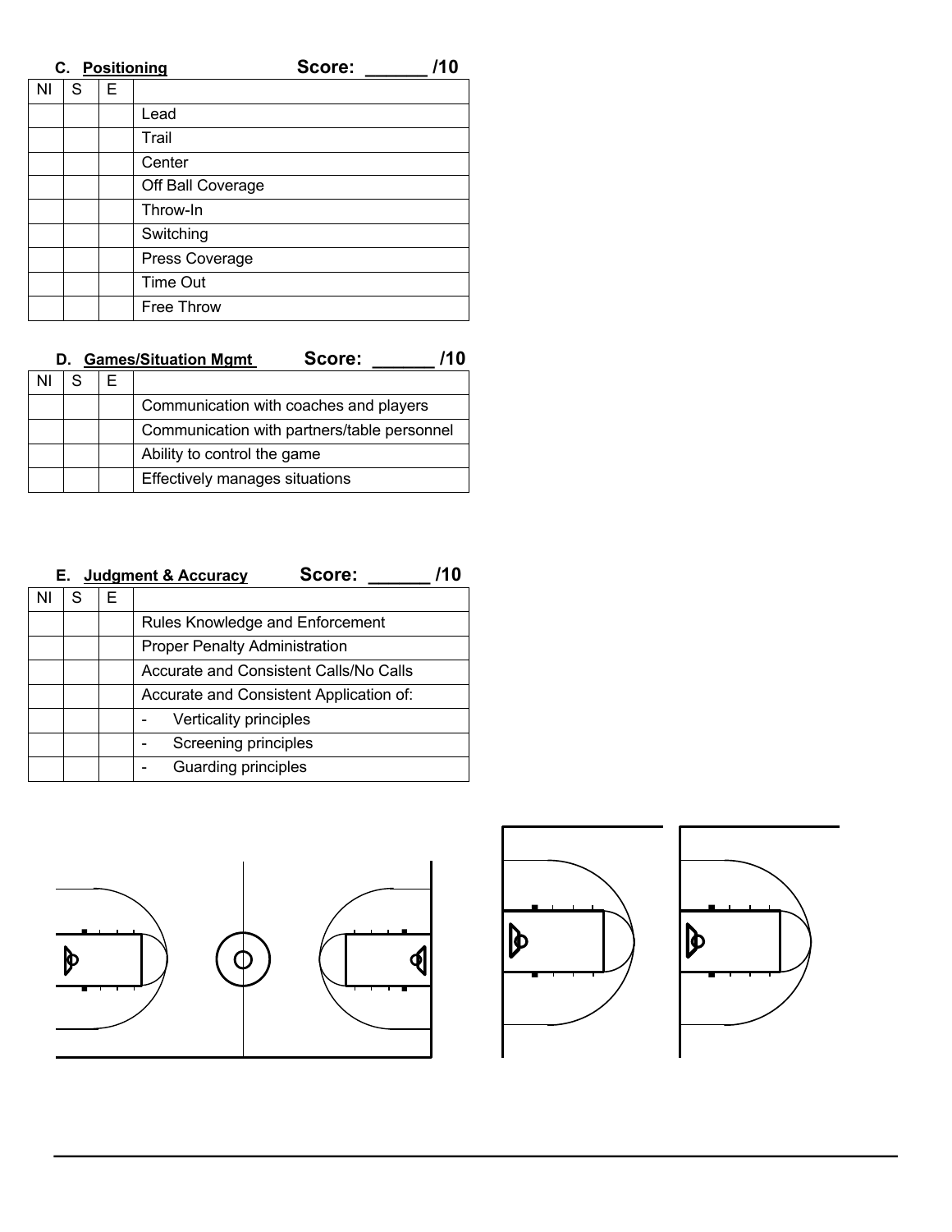### C. Positioning — Score: ______ /10

| NI | S | E | |
|---|---|---|---|
| | | | Lead |
| | | | Trail |
| | | | Center |
| | | | Off Ball Coverage |
| | | | Throw-In |
| | | | Switching |
| | | | Press Coverage |
| | | | Time Out |
| | | | Free Throw |

### D. Games/Situation Mgmt — Score: ______ /10

| NI | S | E | |
|---|---|---|---|
| | | | Communication with coaches and players |
| | | | Communication with partners/table personnel |
| | | | Ability to control the game |
| | | | Effectively manages situations |

### E. Judgment & Accuracy — Score: ______ /10

| NI | S | E | |
|---|---|---|---|
| | | | Rules Knowledge and Enforcement |
| | | | Proper Penalty Administration |
| | | | Accurate and Consistent Calls/No Calls |
| | | | Accurate and Consistent Application of: |
| | | | - Verticality principles |
| | | | - Screening principles |
| | | | - Guarding principles |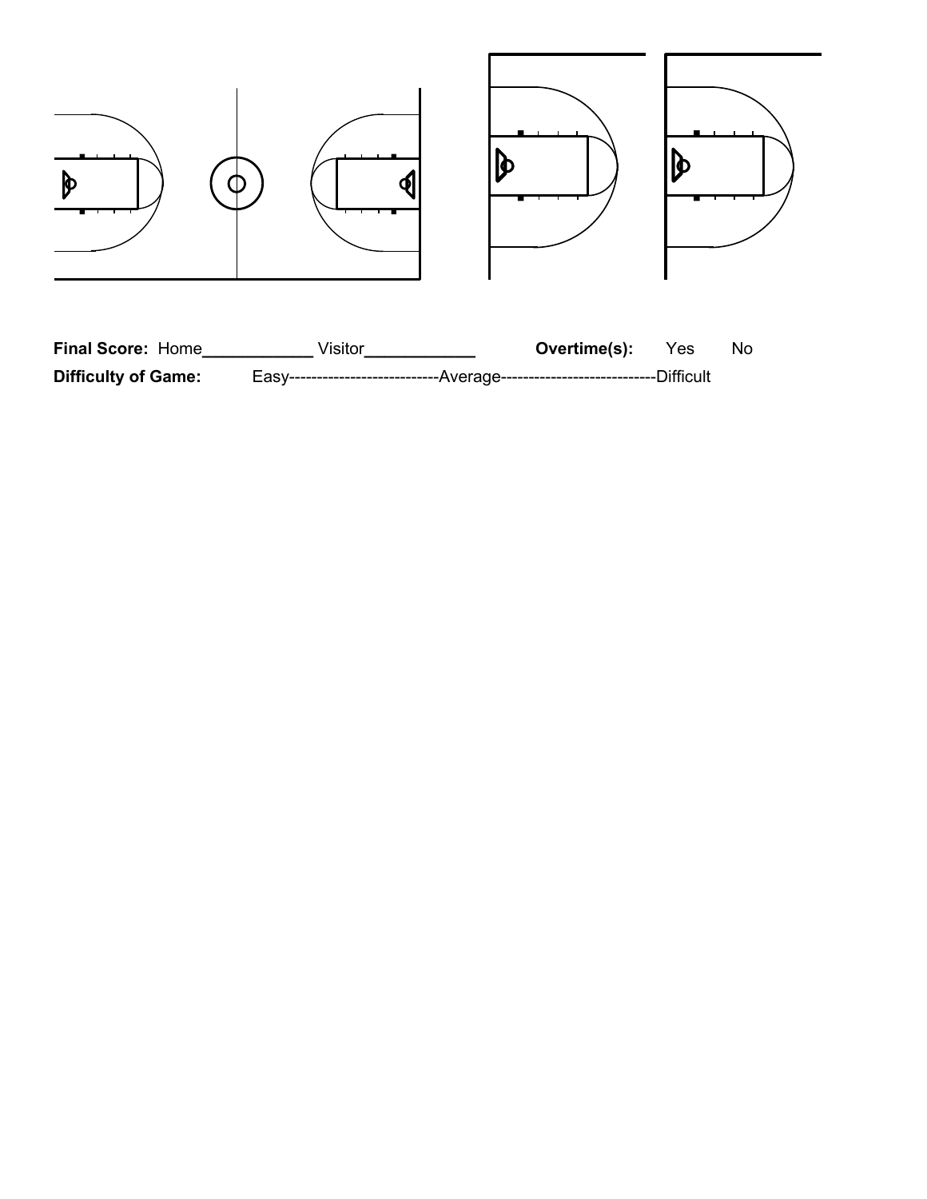**Final Score:** Home____________ Visitor____________ **Overtime(s):** Yes No

**Difficulty of Game:** Easy---------------------------Average----------------------------Difficult